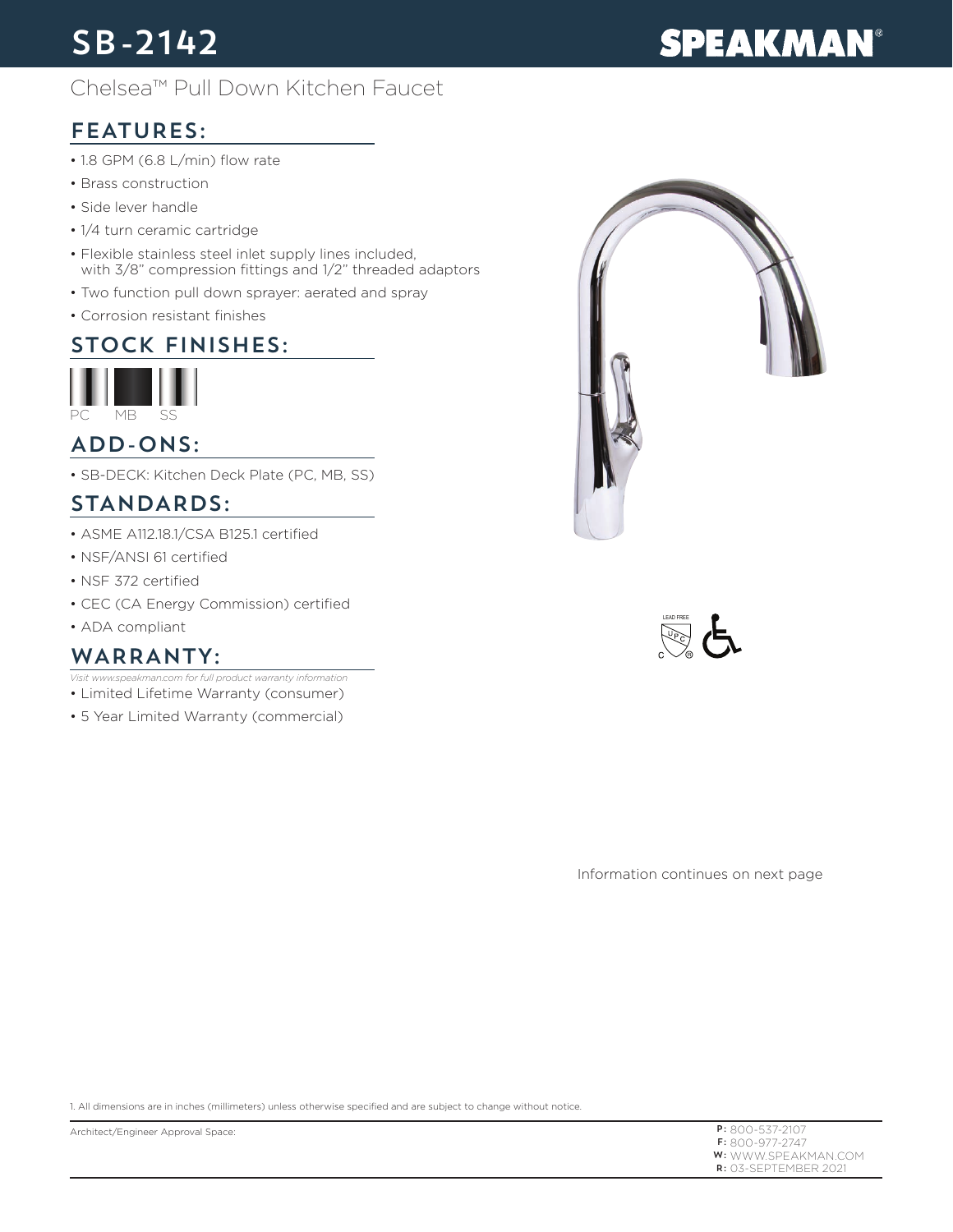# SB-2142

SPEAKMAN®

Chelsea™ Pull Down Kitchen Faucet

## FEATURES:

- 1.8 GPM (6.8 L/min) flow rate
- Brass construction
- Side lever handle
- 1/4 turn ceramic cartridge
- Flexible stainless steel inlet supply lines included, with 3/8" compression fittings and 1/2" threaded adaptors
- Two function pull down sprayer: aerated and spray
- Corrosion resistant finishes

## STOCK FINISHES:

PC MB SS

## ADD-ONS:

- SB-DECK: Kitchen Deck Plate (PC, MB, SS)

## STANDARDS:

- ASME A112.18.1/CSA B125.1 certified
- NSF/ANSI 61 certified
- NSF 372 certified
- CEC (CA Energy Commission) certified
- ADA compliant

## WARRANTY:

*Visit www.speakman.com for full product warranty information*

- Limited Lifetime Warranty (consumer)
- 5 Year Limited Warranty (commercial)

LEAD FREE

Information continues on next page

1. All dimensions are in inches (millimeters) unless otherwise specified and are subject to change without notice.

Architect/Engineer Approval Space:

P: 800-537-2107
F: 800-977-2747
W: WWW.SPEAKMAN.COM
R: 03-SEPTEMBER 2021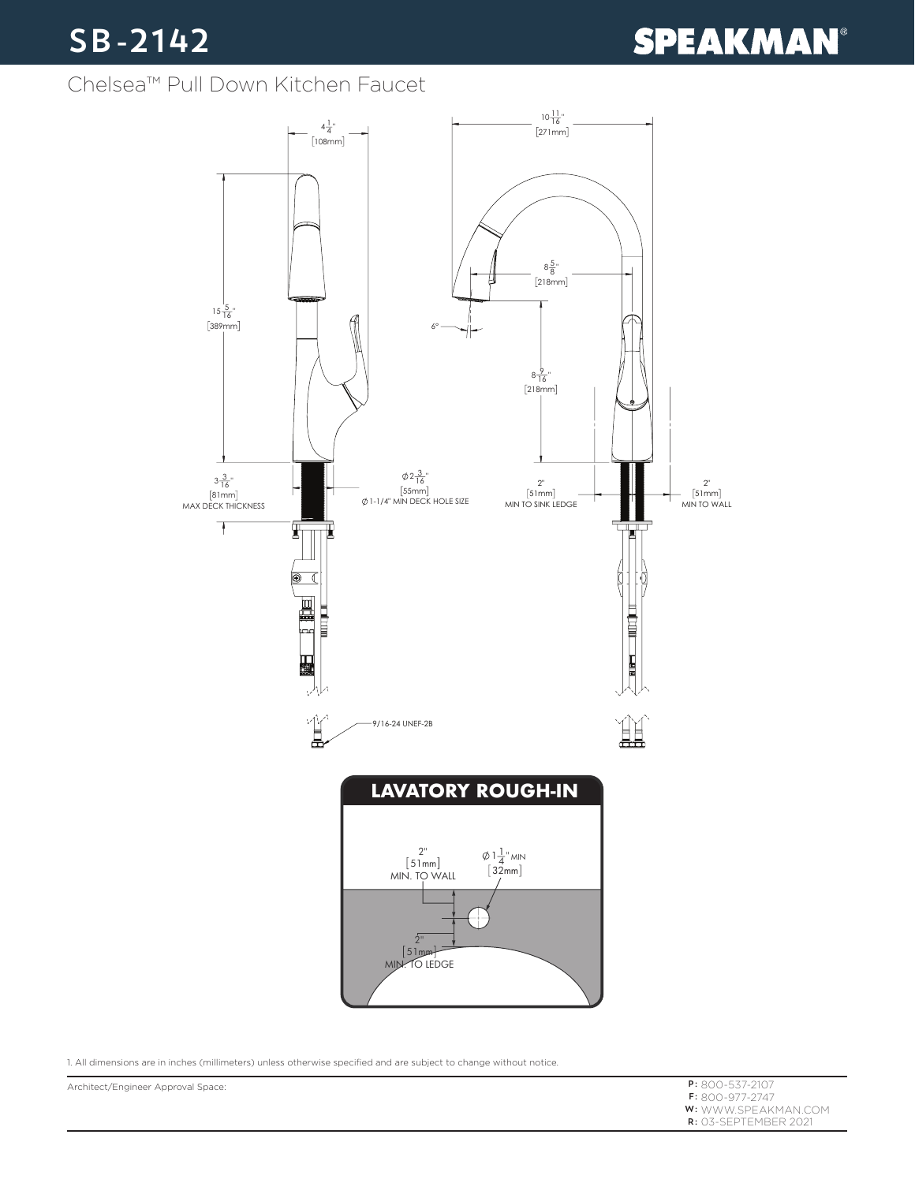# SB-2142

**SPEAKMAN®**

## Chelsea™ Pull Down Kitchen Faucet

4-1/4" [108mm]

10-11/16" [271mm]

15-5/16" [389mm]

8-5/8" [218mm]

6°

8-9/16" [218mm]

3-3/16" [81mm] MAX DECK THICKNESS

∅ 2-3/16" [55mm]

∅ 1-1/4" MIN DECK HOLE SIZE

2" [51mm] MIN TO SINK LEDGE

2" [51mm] MIN TO WALL

9/16-24 UNEF-2B

## LAVATORY ROUGH-IN

2" [51mm] MIN. TO WALL

∅ 1-1/4" MIN [32mm]

2" [51mm] MIN. TO LEDGE

1. All dimensions are in inches (millimeters) unless otherwise specified and are subject to change without notice.

Architect/Engineer Approval Space:

P: 800-537-2107
F: 800-977-2747
W: WWW.SPEAKMAN.COM
R: 03-SEPTEMBER 2021